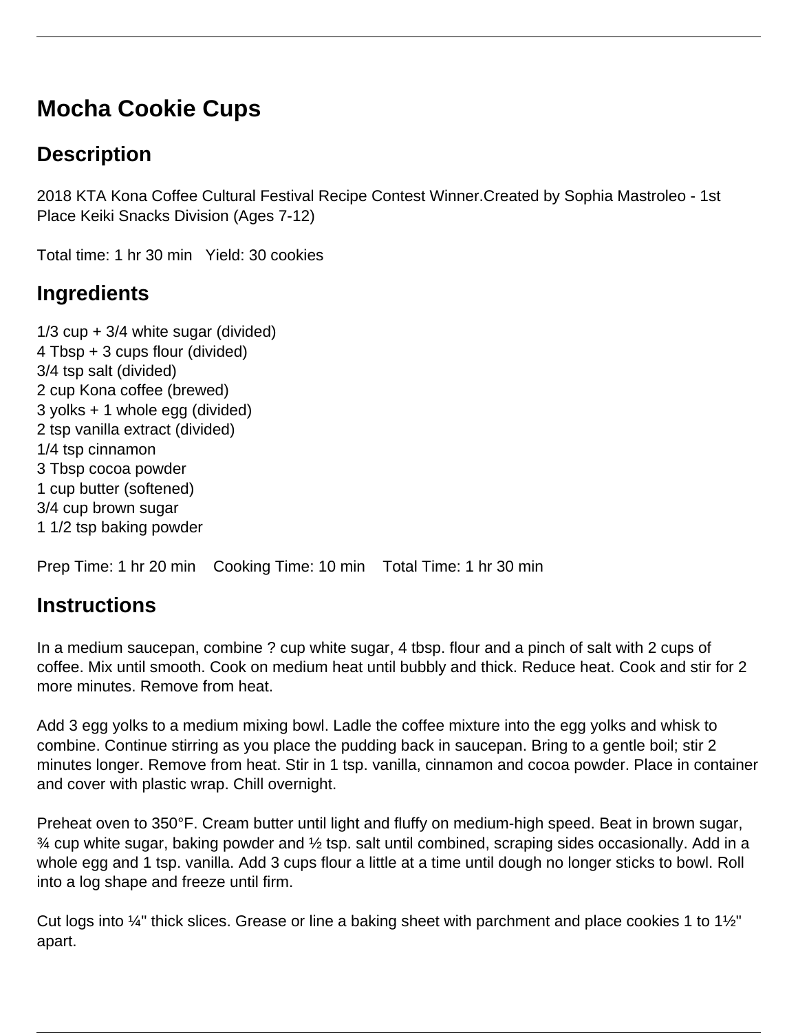# Mocha Cookie Cups

## Description

2018 KTA Kona Coffee Cultural Festival Recipe Contest Winner.Created by Sophia Mastroleo - 1st Place Keiki Snacks Division (Ages 7-12)

Total time: 1 hr 30 min   Yield: 30 cookies

## Ingredients

1/3 cup + 3/4 white sugar (divided)  
4 Tbsp + 3 cups flour (divided)  
3/4 tsp salt (divided)  
2 cup Kona coffee (brewed)  
3 yolks + 1 whole egg (divided)  
2 tsp vanilla extract (divided)  
1/4 tsp cinnamon  
3 Tbsp cocoa powder  
1 cup butter (softened)  
3/4 cup brown sugar  
1 1/2 tsp baking powder

Prep Time: 1 hr 20 min    Cooking Time: 10 min    Total Time: 1 hr 30 min

## Instructions

In a medium saucepan, combine ? cup white sugar, 4 tbsp. flour and a pinch of salt with 2 cups of coffee. Mix until smooth. Cook on medium heat until bubbly and thick. Reduce heat. Cook and stir for 2 more minutes. Remove from heat.

Add 3 egg yolks to a medium mixing bowl. Ladle the coffee mixture into the egg yolks and whisk to combine. Continue stirring as you place the pudding back in saucepan. Bring to a gentle boil; stir 2 minutes longer. Remove from heat. Stir in 1 tsp. vanilla, cinnamon and cocoa powder. Place in container and cover with plastic wrap. Chill overnight.

Preheat oven to 350°F. Cream butter until light and fluffy on medium-high speed. Beat in brown sugar, ¾ cup white sugar, baking powder and ½ tsp. salt until combined, scraping sides occasionally. Add in a whole egg and 1 tsp. vanilla. Add 3 cups flour a little at a time until dough no longer sticks to bowl. Roll into a log shape and freeze until firm.

Cut logs into ¼" thick slices. Grease or line a baking sheet with parchment and place cookies 1 to 1½" apart.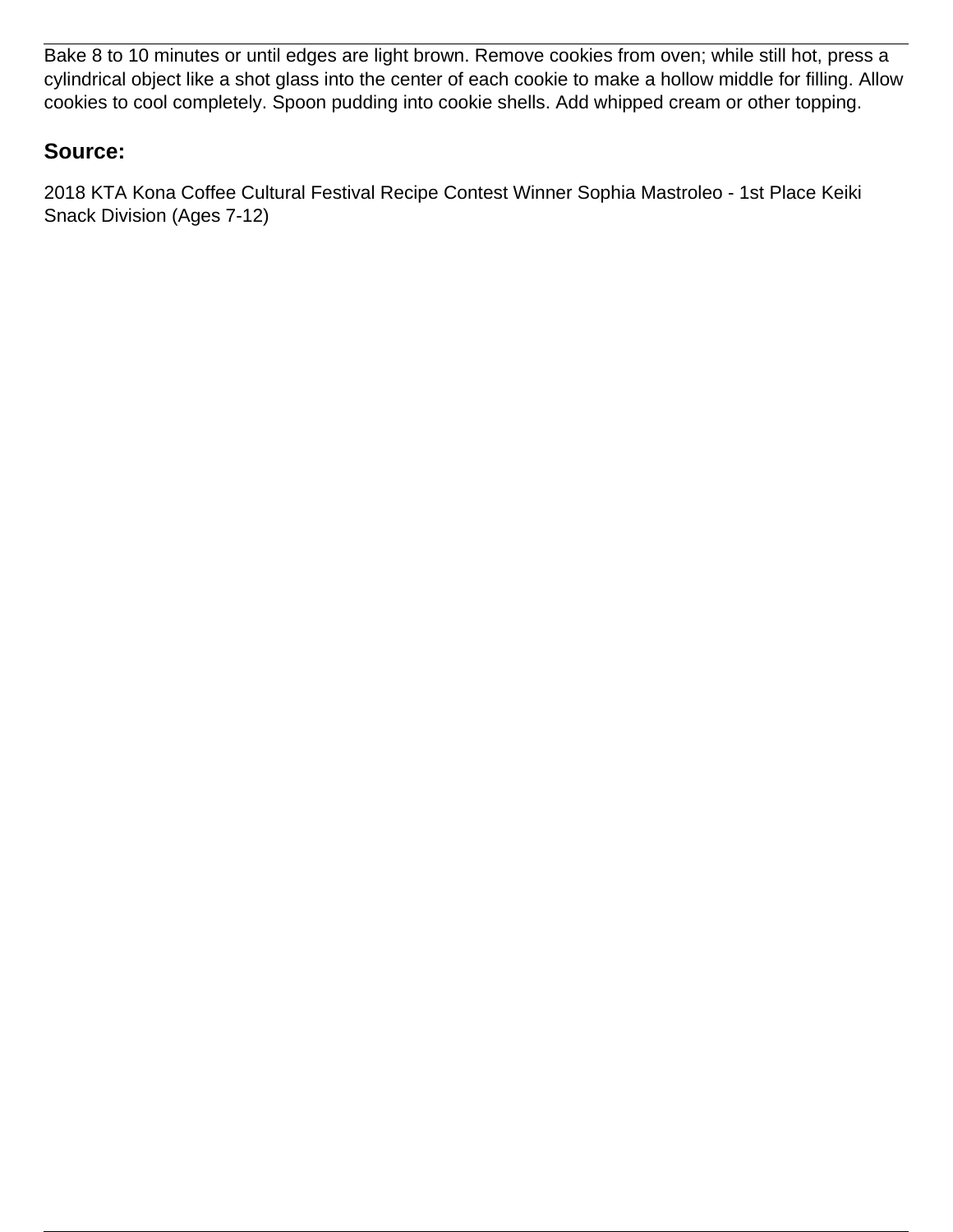Bake 8 to 10 minutes or until edges are light brown. Remove cookies from oven; while still hot, press a cylindrical object like a shot glass into the center of each cookie to make a hollow middle for filling. Allow cookies to cool completely. Spoon pudding into cookie shells. Add whipped cream or other topping.

## Source:

2018 KTA Kona Coffee Cultural Festival Recipe Contest Winner Sophia Mastroleo - 1st Place Keiki Snack Division (Ages 7-12)